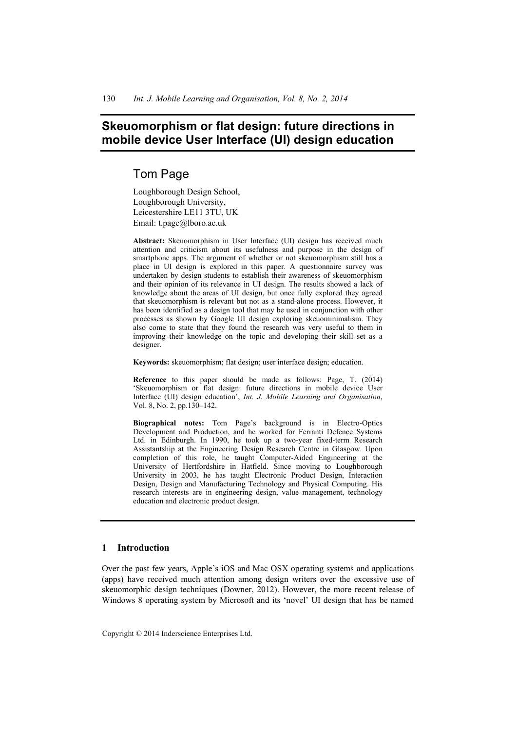# Skeuomorphism or flat design: future directions in mobile device User Interface (UI) design education

## Tom Page

Loughborough Design School,
Loughborough University,
Leicestershire LE11 3TU, UK
Email: t.page@lboro.ac.uk

**Abstract:** Skeuomorphism in User Interface (UI) design has received much attention and criticism about its usefulness and purpose in the design of smartphone apps. The argument of whether or not skeuomorphism still has a place in UI design is explored in this paper. A questionnaire survey was undertaken by design students to establish their awareness of skeuomorphism and their opinion of its relevance in UI design. The results showed a lack of knowledge about the areas of UI design, but once fully explored they agreed that skeuomorphism is relevant but not as a stand-alone process. However, it has been identified as a design tool that may be used in conjunction with other processes as shown by Google UI design exploring skeuominimalism. They also come to state that they found the research was very useful to them in improving their knowledge on the topic and developing their skill set as a designer.

**Keywords:** skeuomorphism; flat design; user interface design; education.

**Reference** to this paper should be made as follows: Page, T. (2014) 'Skeuomorphism or flat design: future directions in mobile device User Interface (UI) design education', *Int. J. Mobile Learning and Organisation*, Vol. 8, No. 2, pp.130–142.

**Biographical notes:** Tom Page's background is in Electro-Optics Development and Production, and he worked for Ferranti Defence Systems Ltd. in Edinburgh. In 1990, he took up a two-year fixed-term Research Assistantship at the Engineering Design Research Centre in Glasgow. Upon completion of this role, he taught Computer-Aided Engineering at the University of Hertfordshire in Hatfield. Since moving to Loughborough University in 2003, he has taught Electronic Product Design, Interaction Design, Design and Manufacturing Technology and Physical Computing. His research interests are in engineering design, value management, technology education and electronic product design.

## 1 Introduction

Over the past few years, Apple's iOS and Mac OSX operating systems and applications (apps) have received much attention among design writers over the excessive use of skeuomorphic design techniques (Downer, 2012). However, the more recent release of Windows 8 operating system by Microsoft and its 'novel' UI design that has be named

Copyright © 2014 Inderscience Enterprises Ltd.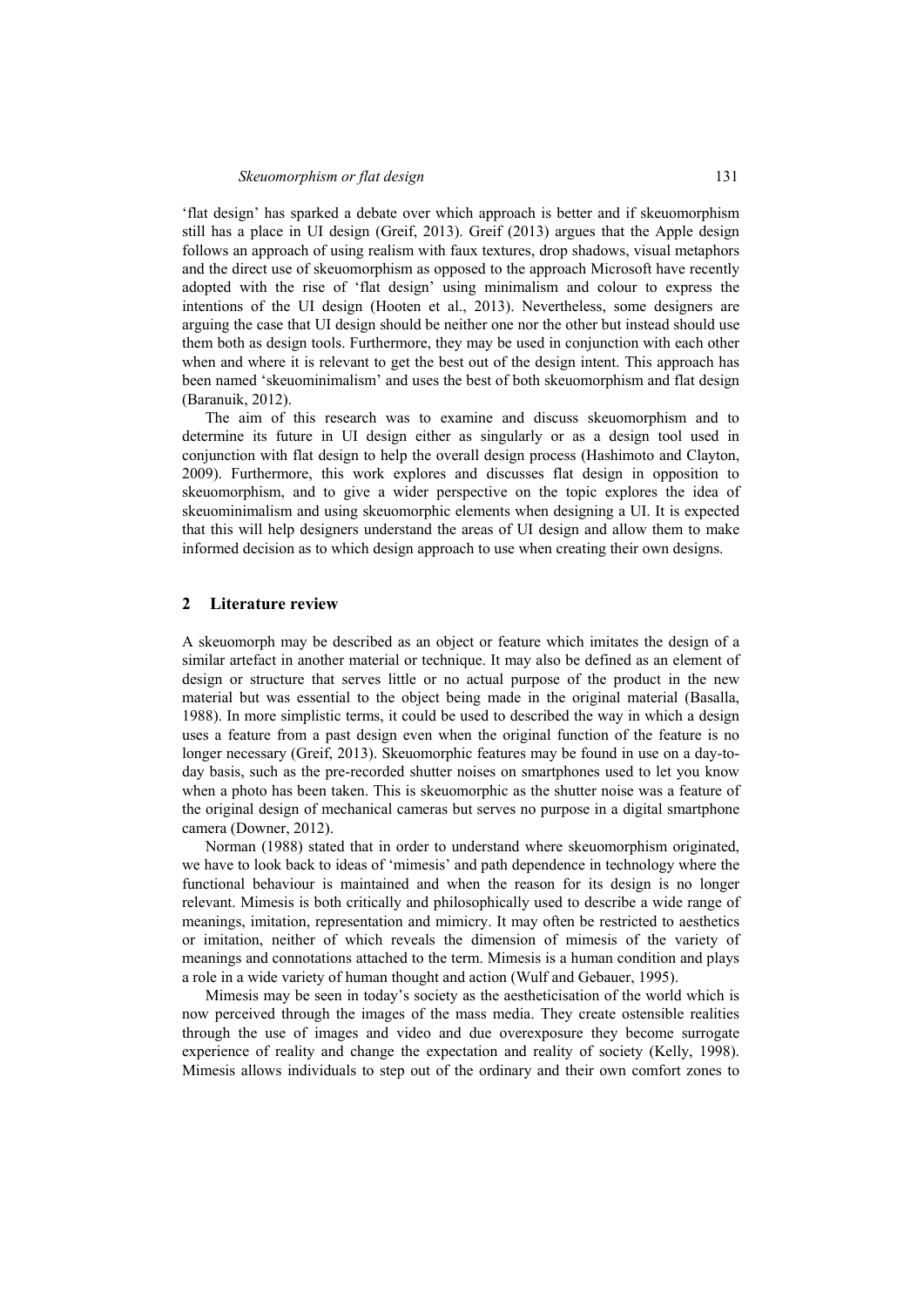'flat design' has sparked a debate over which approach is better and if skeuomorphism still has a place in UI design (Greif, 2013). Greif (2013) argues that the Apple design follows an approach of using realism with faux textures, drop shadows, visual metaphors and the direct use of skeuomorphism as opposed to the approach Microsoft have recently adopted with the rise of 'flat design' using minimalism and colour to express the intentions of the UI design (Hooten et al., 2013). Nevertheless, some designers are arguing the case that UI design should be neither one nor the other but instead should use them both as design tools. Furthermore, they may be used in conjunction with each other when and where it is relevant to get the best out of the design intent. This approach has been named 'skeuominimalism' and uses the best of both skeuomorphism and flat design (Baranuik, 2012).

The aim of this research was to examine and discuss skeuomorphism and to determine its future in UI design either as singularly or as a design tool used in conjunction with flat design to help the overall design process (Hashimoto and Clayton, 2009). Furthermore, this work explores and discusses flat design in opposition to skeuomorphism, and to give a wider perspective on the topic explores the idea of skeuominimalism and using skeuomorphic elements when designing a UI. It is expected that this will help designers understand the areas of UI design and allow them to make informed decision as to which design approach to use when creating their own designs.

## 2 Literature review

A skeuomorph may be described as an object or feature which imitates the design of a similar artefact in another material or technique. It may also be defined as an element of design or structure that serves little or no actual purpose of the product in the new material but was essential to the object being made in the original material (Basalla, 1988). In more simplistic terms, it could be used to described the way in which a design uses a feature from a past design even when the original function of the feature is no longer necessary (Greif, 2013). Skeuomorphic features may be found in use on a day-to-day basis, such as the pre-recorded shutter noises on smartphones used to let you know when a photo has been taken. This is skeuomorphic as the shutter noise was a feature of the original design of mechanical cameras but serves no purpose in a digital smartphone camera (Downer, 2012).

Norman (1988) stated that in order to understand where skeuomorphism originated, we have to look back to ideas of 'mimesis' and path dependence in technology where the functional behaviour is maintained and when the reason for its design is no longer relevant. Mimesis is both critically and philosophically used to describe a wide range of meanings, imitation, representation and mimicry. It may often be restricted to aesthetics or imitation, neither of which reveals the dimension of mimesis of the variety of meanings and connotations attached to the term. Mimesis is a human condition and plays a role in a wide variety of human thought and action (Wulf and Gebauer, 1995).

Mimesis may be seen in today's society as the aestheticisation of the world which is now perceived through the images of the mass media. They create ostensible realities through the use of images and video and due overexposure they become surrogate experience of reality and change the expectation and reality of society (Kelly, 1998). Mimesis allows individuals to step out of the ordinary and their own comfort zones to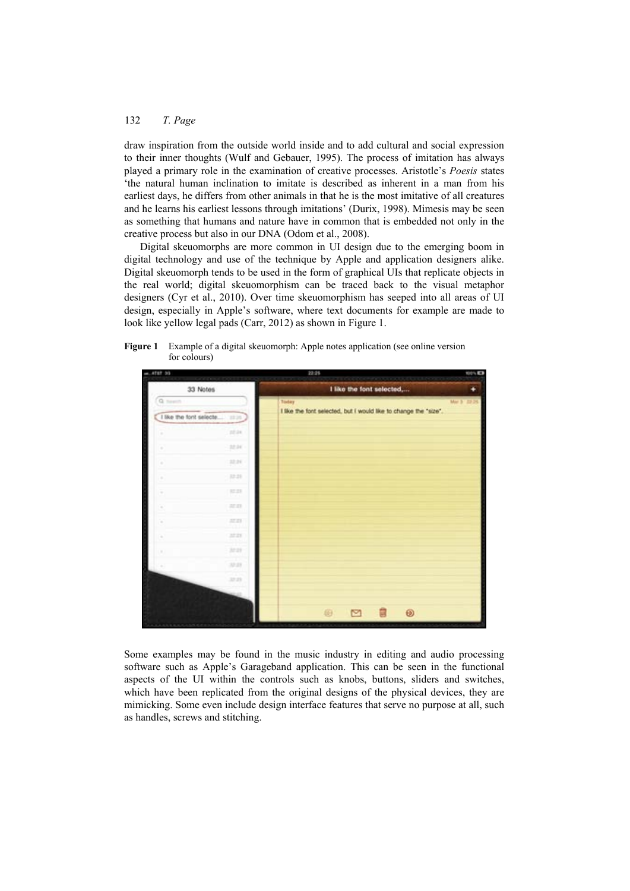draw inspiration from the outside world inside and to add cultural and social expression to their inner thoughts (Wulf and Gebauer, 1995). The process of imitation has always played a primary role in the examination of creative processes. Aristotle's *Poesis* states 'the natural human inclination to imitate is described as inherent in a man from his earliest days, he differs from other animals in that he is the most imitative of all creatures and he learns his earliest lessons through imitations' (Durix, 1998). Mimesis may be seen as something that humans and nature have in common that is embedded not only in the creative process but also in our DNA (Odom et al., 2008).

Digital skeuomorphs are more common in UI design due to the emerging boom in digital technology and use of the technique by Apple and application designers alike. Digital skeuomorph tends to be used in the form of graphical UIs that replicate objects in the real world; digital skeuomorphism can be traced back to the visual metaphor designers (Cyr et al., 2010). Over time skeuomorphism has seeped into all areas of UI design, especially in Apple's software, where text documents for example are made to look like yellow legal pads (Carr, 2012) as shown in Figure 1.

**Figure 1** Example of a digital skeuomorph: Apple notes application (see online version for colours)

Some examples may be found in the music industry in editing and audio processing software such as Apple's Garageband application. This can be seen in the functional aspects of the UI within the controls such as knobs, buttons, sliders and switches, which have been replicated from the original designs of the physical devices, they are mimicking. Some even include design interface features that serve no purpose at all, such as handles, screws and stitching.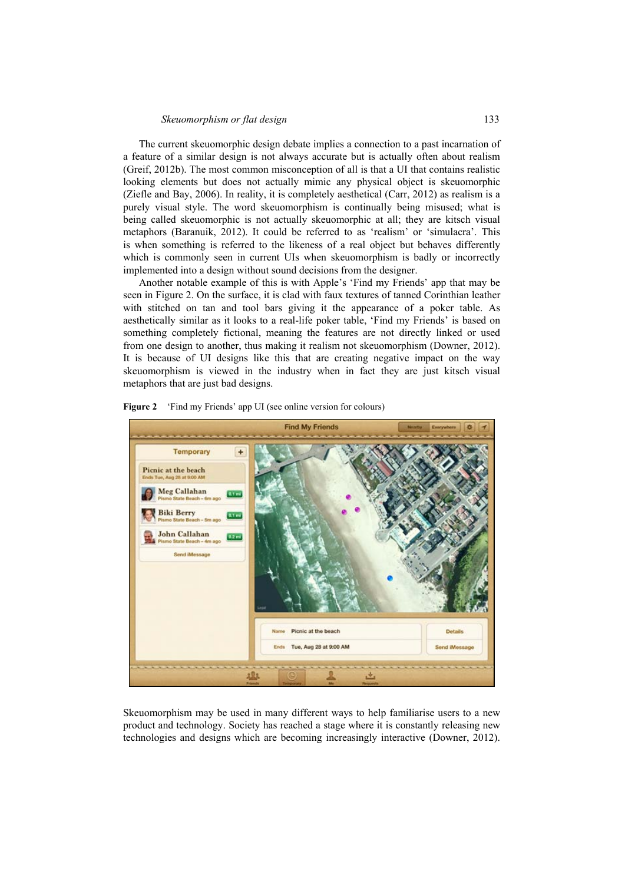The current skeuomorphic design debate implies a connection to a past incarnation of a feature of a similar design is not always accurate but is actually often about realism (Greif, 2012b). The most common misconception of all is that a UI that contains realistic looking elements but does not actually mimic any physical object is skeuomorphic (Ziefle and Bay, 2006). In reality, it is completely aesthetical (Carr, 2012) as realism is a purely visual style. The word skeuomorphism is continually being misused; what is being called skeuomorphic is not actually skeuomorphic at all; they are kitsch visual metaphors (Baranuik, 2012). It could be referred to as 'realism' or 'simulacra'. This is when something is referred to the likeness of a real object but behaves differently which is commonly seen in current UIs when skeuomorphism is badly or incorrectly implemented into a design without sound decisions from the designer.

Another notable example of this is with Apple's 'Find my Friends' app that may be seen in Figure 2. On the surface, it is clad with faux textures of tanned Corinthian leather with stitched on tan and tool bars giving it the appearance of a poker table. As aesthetically similar as it looks to a real-life poker table, 'Find my Friends' is based on something completely fictional, meaning the features are not directly linked or used from one design to another, thus making it realism not skeuomorphism (Downer, 2012). It is because of UI designs like this that are creating negative impact on the way skeuomorphism is viewed in the industry when in fact they are just kitsch visual metaphors that are just bad designs.

**Figure 2** 'Find my Friends' app UI (see online version for colours)

Skeuomorphism may be used in many different ways to help familiarise users to a new product and technology. Society has reached a stage where it is constantly releasing new technologies and designs which are becoming increasingly interactive (Downer, 2012).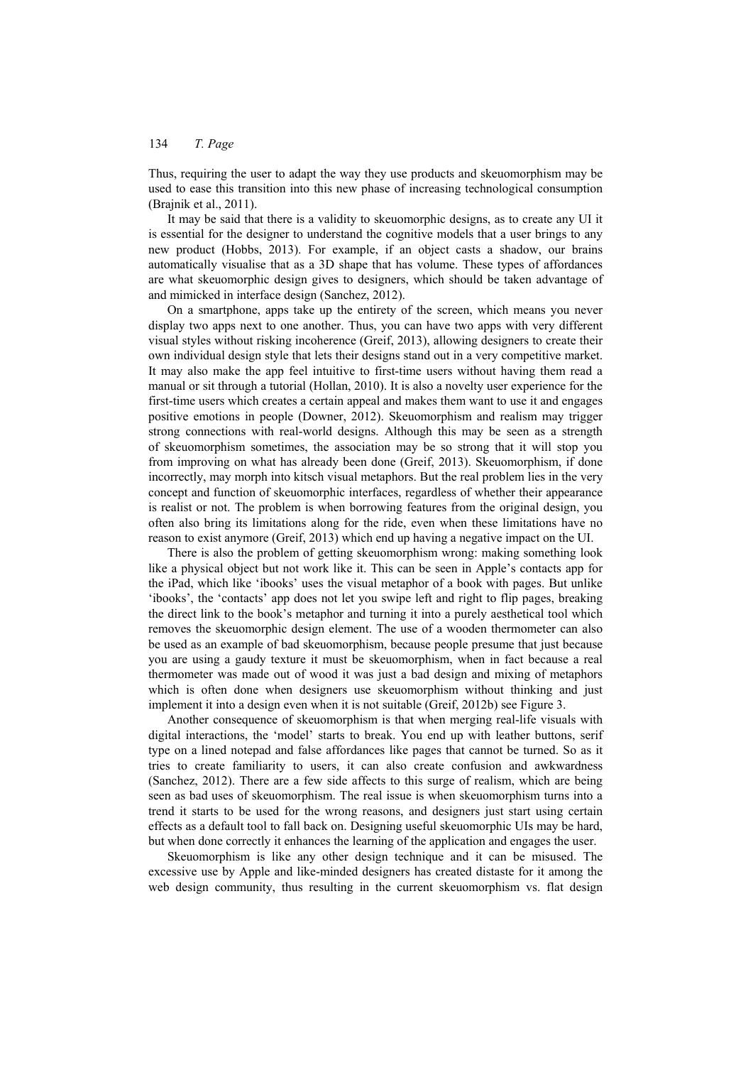Thus, requiring the user to adapt the way they use products and skeuomorphism may be used to ease this transition into this new phase of increasing technological consumption (Brajnik et al., 2011).

It may be said that there is a validity to skeuomorphic designs, as to create any UI it is essential for the designer to understand the cognitive models that a user brings to any new product (Hobbs, 2013). For example, if an object casts a shadow, our brains automatically visualise that as a 3D shape that has volume. These types of affordances are what skeuomorphic design gives to designers, which should be taken advantage of and mimicked in interface design (Sanchez, 2012).

On a smartphone, apps take up the entirety of the screen, which means you never display two apps next to one another. Thus, you can have two apps with very different visual styles without risking incoherence (Greif, 2013), allowing designers to create their own individual design style that lets their designs stand out in a very competitive market. It may also make the app feel intuitive to first-time users without having them read a manual or sit through a tutorial (Hollan, 2010). It is also a novelty user experience for the first-time users which creates a certain appeal and makes them want to use it and engages positive emotions in people (Downer, 2012). Skeuomorphism and realism may trigger strong connections with real-world designs. Although this may be seen as a strength of skeuomorphism sometimes, the association may be so strong that it will stop you from improving on what has already been done (Greif, 2013). Skeuomorphism, if done incorrectly, may morph into kitsch visual metaphors. But the real problem lies in the very concept and function of skeuomorphic interfaces, regardless of whether their appearance is realist or not. The problem is when borrowing features from the original design, you often also bring its limitations along for the ride, even when these limitations have no reason to exist anymore (Greif, 2013) which end up having a negative impact on the UI.

There is also the problem of getting skeuomorphism wrong: making something look like a physical object but not work like it. This can be seen in Apple's contacts app for the iPad, which like 'ibooks' uses the visual metaphor of a book with pages. But unlike 'ibooks', the 'contacts' app does not let you swipe left and right to flip pages, breaking the direct link to the book's metaphor and turning it into a purely aesthetical tool which removes the skeuomorphic design element. The use of a wooden thermometer can also be used as an example of bad skeuomorphism, because people presume that just because you are using a gaudy texture it must be skeuomorphism, when in fact because a real thermometer was made out of wood it was just a bad design and mixing of metaphors which is often done when designers use skeuomorphism without thinking and just implement it into a design even when it is not suitable (Greif, 2012b) see Figure 3.

Another consequence of skeuomorphism is that when merging real-life visuals with digital interactions, the 'model' starts to break. You end up with leather buttons, serif type on a lined notepad and false affordances like pages that cannot be turned. So as it tries to create familiarity to users, it can also create confusion and awkwardness (Sanchez, 2012). There are a few side affects to this surge of realism, which are being seen as bad uses of skeuomorphism. The real issue is when skeuomorphism turns into a trend it starts to be used for the wrong reasons, and designers just start using certain effects as a default tool to fall back on. Designing useful skeuomorphic UIs may be hard, but when done correctly it enhances the learning of the application and engages the user.

Skeuomorphism is like any other design technique and it can be misused. The excessive use by Apple and like-minded designers has created distaste for it among the web design community, thus resulting in the current skeuomorphism vs. flat design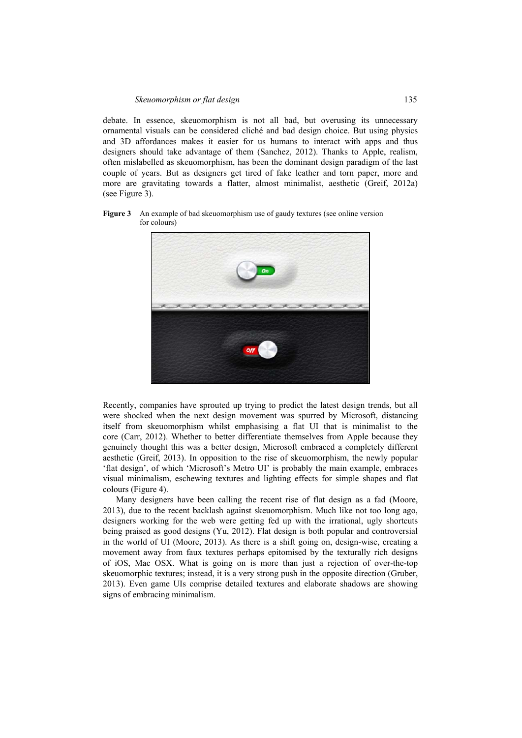debate. In essence, skeuomorphism is not all bad, but overusing its unnecessary ornamental visuals can be considered cliché and bad design choice. But using physics and 3D affordances makes it easier for us humans to interact with apps and thus designers should take advantage of them (Sanchez, 2012). Thanks to Apple, realism, often mislabelled as skeuomorphism, has been the dominant design paradigm of the last couple of years. But as designers get tired of fake leather and torn paper, more and more are gravitating towards a flatter, almost minimalist, aesthetic (Greif, 2012a) (see Figure 3).

**Figure 3** An example of bad skeuomorphism use of gaudy textures (see online version for colours)

Recently, companies have sprouted up trying to predict the latest design trends, but all were shocked when the next design movement was spurred by Microsoft, distancing itself from skeuomorphism whilst emphasising a flat UI that is minimalist to the core (Carr, 2012). Whether to better differentiate themselves from Apple because they genuinely thought this was a better design, Microsoft embraced a completely different aesthetic (Greif, 2013). In opposition to the rise of skeuomorphism, the newly popular 'flat design', of which 'Microsoft's Metro UI' is probably the main example, embraces visual minimalism, eschewing textures and lighting effects for simple shapes and flat colours (Figure 4).

Many designers have been calling the recent rise of flat design as a fad (Moore, 2013), due to the recent backlash against skeuomorphism. Much like not too long ago, designers working for the web were getting fed up with the irrational, ugly shortcuts being praised as good designs (Yu, 2012). Flat design is both popular and controversial in the world of UI (Moore, 2013). As there is a shift going on, design-wise, creating a movement away from faux textures perhaps epitomised by the texturally rich designs of iOS, Mac OSX. What is going on is more than just a rejection of over-the-top skeuomorphic textures; instead, it is a very strong push in the opposite direction (Gruber, 2013). Even game UIs comprise detailed textures and elaborate shadows are showing signs of embracing minimalism.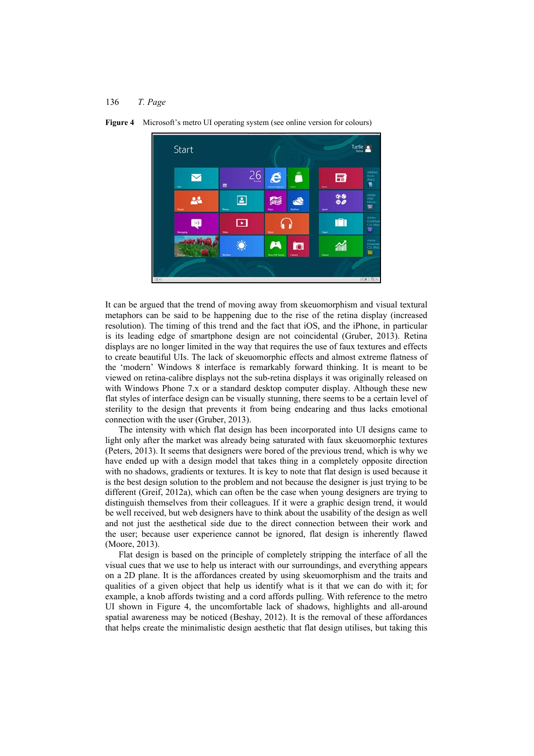**Figure 4** Microsoft's metro UI operating system (see online version for colours)

It can be argued that the trend of moving away from skeuomorphism and visual textural metaphors can be said to be happening due to the rise of the retina display (increased resolution). The timing of this trend and the fact that iOS, and the iPhone, in particular is its leading edge of smartphone design are not coincidental (Gruber, 2013). Retina displays are no longer limited in the way that requires the use of faux textures and effects to create beautiful UIs. The lack of skeuomorphic effects and almost extreme flatness of the 'modern' Windows 8 interface is remarkably forward thinking. It is meant to be viewed on retina-calibre displays not the sub-retina displays it was originally released on with Windows Phone 7.x or a standard desktop computer display. Although these new flat styles of interface design can be visually stunning, there seems to be a certain level of sterility to the design that prevents it from being endearing and thus lacks emotional connection with the user (Gruber, 2013).

The intensity with which flat design has been incorporated into UI designs came to light only after the market was already being saturated with faux skeuomorphic textures (Peters, 2013). It seems that designers were bored of the previous trend, which is why we have ended up with a design model that takes thing in a completely opposite direction with no shadows, gradients or textures. It is key to note that flat design is used because it is the best design solution to the problem and not because the designer is just trying to be different (Greif, 2012a), which can often be the case when young designers are trying to distinguish themselves from their colleagues. If it were a graphic design trend, it would be well received, but web designers have to think about the usability of the design as well and not just the aesthetical side due to the direct connection between their work and the user; because user experience cannot be ignored, flat design is inherently flawed (Moore, 2013).

Flat design is based on the principle of completely stripping the interface of all the visual cues that we use to help us interact with our surroundings, and everything appears on a 2D plane. It is the affordances created by using skeuomorphism and the traits and qualities of a given object that help us identify what is it that we can do with it; for example, a knob affords twisting and a cord affords pulling. With reference to the metro UI shown in Figure 4, the uncomfortable lack of shadows, highlights and all-around spatial awareness may be noticed (Beshay, 2012). It is the removal of these affordances that helps create the minimalistic design aesthetic that flat design utilises, but taking this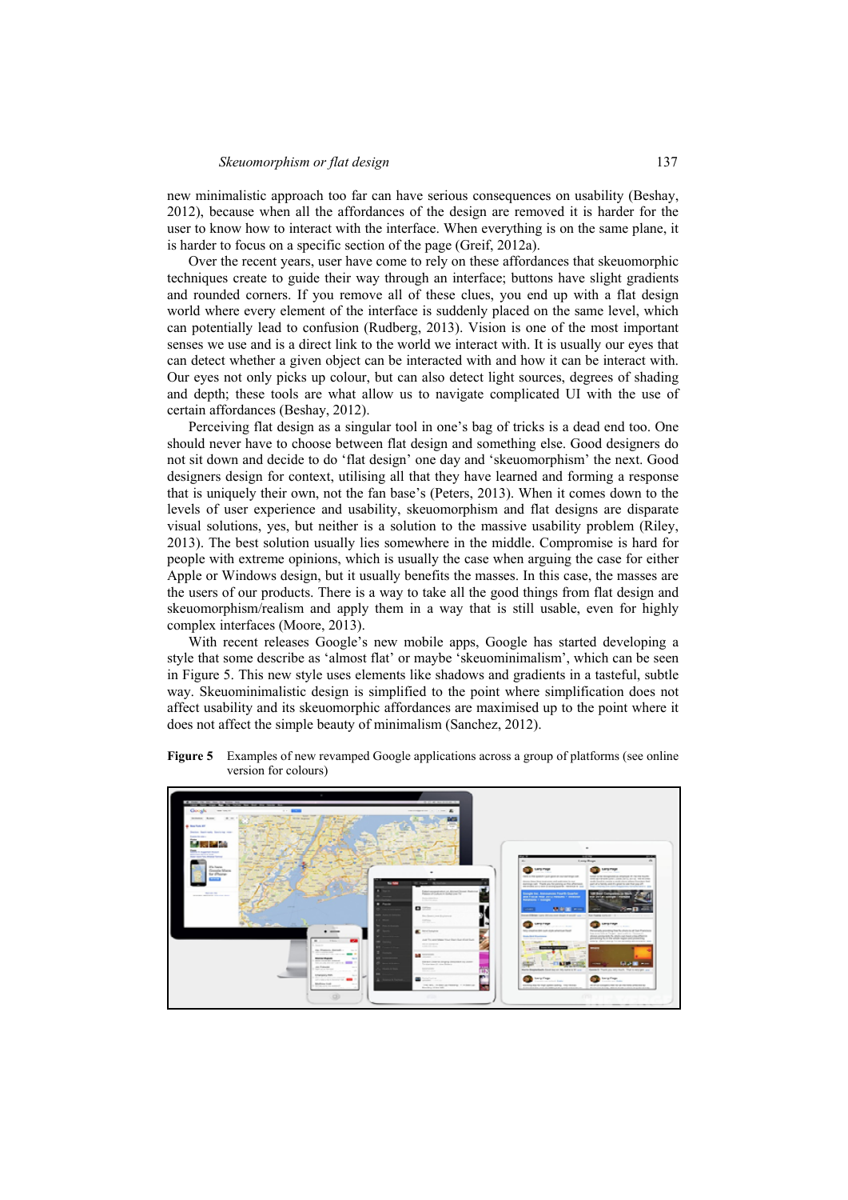new minimalistic approach too far can have serious consequences on usability (Beshay, 2012), because when all the affordances of the design are removed it is harder for the user to know how to interact with the interface. When everything is on the same plane, it is harder to focus on a specific section of the page (Greif, 2012a).

Over the recent years, user have come to rely on these affordances that skeuomorphic techniques create to guide their way through an interface; buttons have slight gradients and rounded corners. If you remove all of these clues, you end up with a flat design world where every element of the interface is suddenly placed on the same level, which can potentially lead to confusion (Rudberg, 2013). Vision is one of the most important senses we use and is a direct link to the world we interact with. It is usually our eyes that can detect whether a given object can be interacted with and how it can be interact with. Our eyes not only picks up colour, but can also detect light sources, degrees of shading and depth; these tools are what allow us to navigate complicated UI with the use of certain affordances (Beshay, 2012).

Perceiving flat design as a singular tool in one's bag of tricks is a dead end too. One should never have to choose between flat design and something else. Good designers do not sit down and decide to do 'flat design' one day and 'skeuomorphism' the next. Good designers design for context, utilising all that they have learned and forming a response that is uniquely their own, not the fan base's (Peters, 2013). When it comes down to the levels of user experience and usability, skeuomorphism and flat designs are disparate visual solutions, yes, but neither is a solution to the massive usability problem (Riley, 2013). The best solution usually lies somewhere in the middle. Compromise is hard for people with extreme opinions, which is usually the case when arguing the case for either Apple or Windows design, but it usually benefits the masses. In this case, the masses are the users of our products. There is a way to take all the good things from flat design and skeuomorphism/realism and apply them in a way that is still usable, even for highly complex interfaces (Moore, 2013).

With recent releases Google's new mobile apps, Google has started developing a style that some describe as 'almost flat' or maybe 'skeuominimalism', which can be seen in Figure 5. This new style uses elements like shadows and gradients in a tasteful, subtle way. Skeuominimalistic design is simplified to the point where simplification does not affect usability and its skeuomorphic affordances are maximised up to the point where it does not affect the simple beauty of minimalism (Sanchez, 2012).

**Figure 5** Examples of new revamped Google applications across a group of platforms (see online version for colours)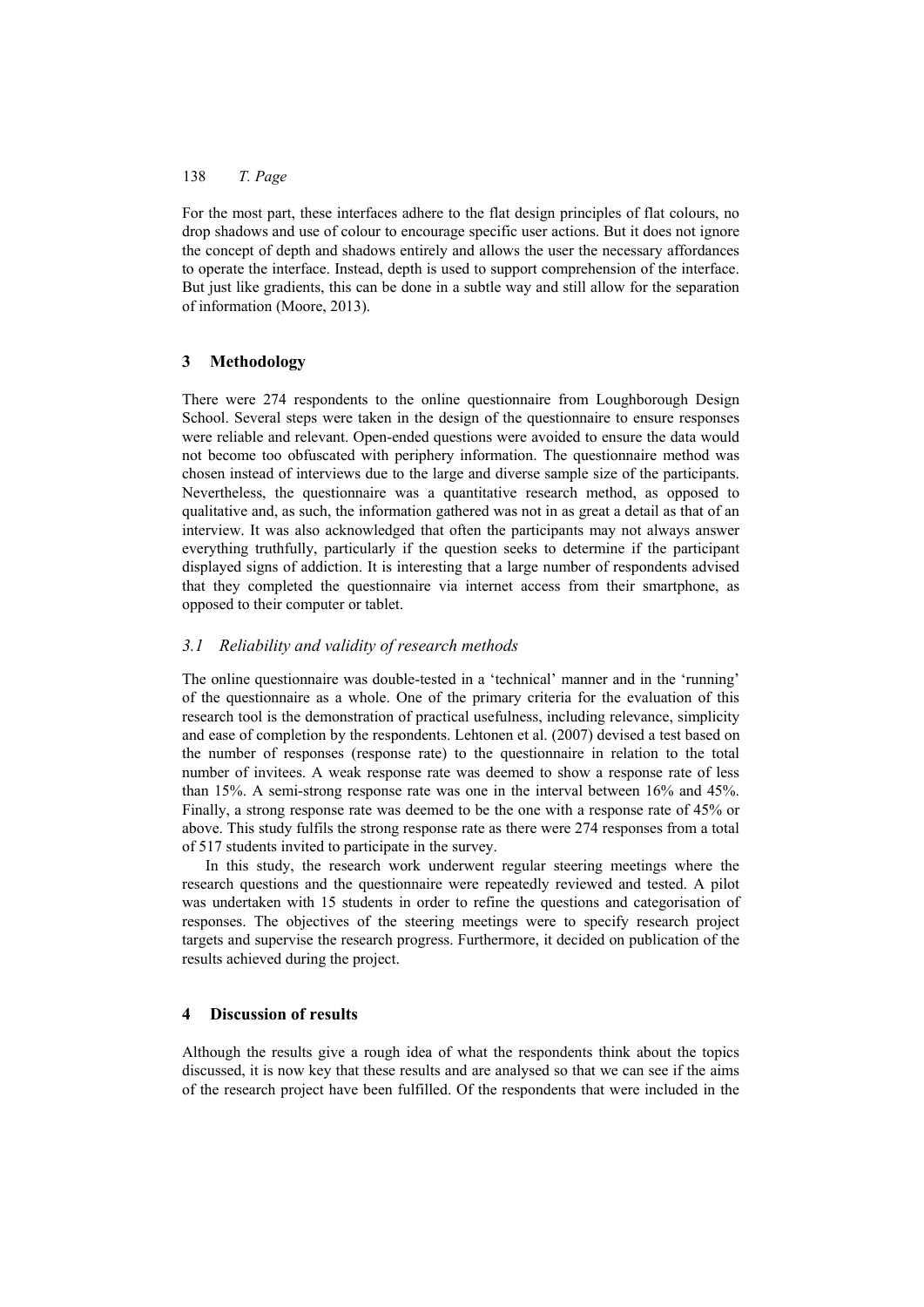For the most part, these interfaces adhere to the flat design principles of flat colours, no drop shadows and use of colour to encourage specific user actions. But it does not ignore the concept of depth and shadows entirely and allows the user the necessary affordances to operate the interface. Instead, depth is used to support comprehension of the interface. But just like gradients, this can be done in a subtle way and still allow for the separation of information (Moore, 2013).

## 3 Methodology

There were 274 respondents to the online questionnaire from Loughborough Design School. Several steps were taken in the design of the questionnaire to ensure responses were reliable and relevant. Open-ended questions were avoided to ensure the data would not become too obfuscated with periphery information. The questionnaire method was chosen instead of interviews due to the large and diverse sample size of the participants. Nevertheless, the questionnaire was a quantitative research method, as opposed to qualitative and, as such, the information gathered was not in as great a detail as that of an interview. It was also acknowledged that often the participants may not always answer everything truthfully, particularly if the question seeks to determine if the participant displayed signs of addiction. It is interesting that a large number of respondents advised that they completed the questionnaire via internet access from their smartphone, as opposed to their computer or tablet.

### *3.1 Reliability and validity of research methods*

The online questionnaire was double-tested in a 'technical' manner and in the 'running' of the questionnaire as a whole. One of the primary criteria for the evaluation of this research tool is the demonstration of practical usefulness, including relevance, simplicity and ease of completion by the respondents. Lehtonen et al. (2007) devised a test based on the number of responses (response rate) to the questionnaire in relation to the total number of invitees. A weak response rate was deemed to show a response rate of less than 15%. A semi-strong response rate was one in the interval between 16% and 45%. Finally, a strong response rate was deemed to be the one with a response rate of 45% or above. This study fulfils the strong response rate as there were 274 responses from a total of 517 students invited to participate in the survey.

In this study, the research work underwent regular steering meetings where the research questions and the questionnaire were repeatedly reviewed and tested. A pilot was undertaken with 15 students in order to refine the questions and categorisation of responses. The objectives of the steering meetings were to specify research project targets and supervise the research progress. Furthermore, it decided on publication of the results achieved during the project.

## 4 Discussion of results

Although the results give a rough idea of what the respondents think about the topics discussed, it is now key that these results and are analysed so that we can see if the aims of the research project have been fulfilled. Of the respondents that were included in the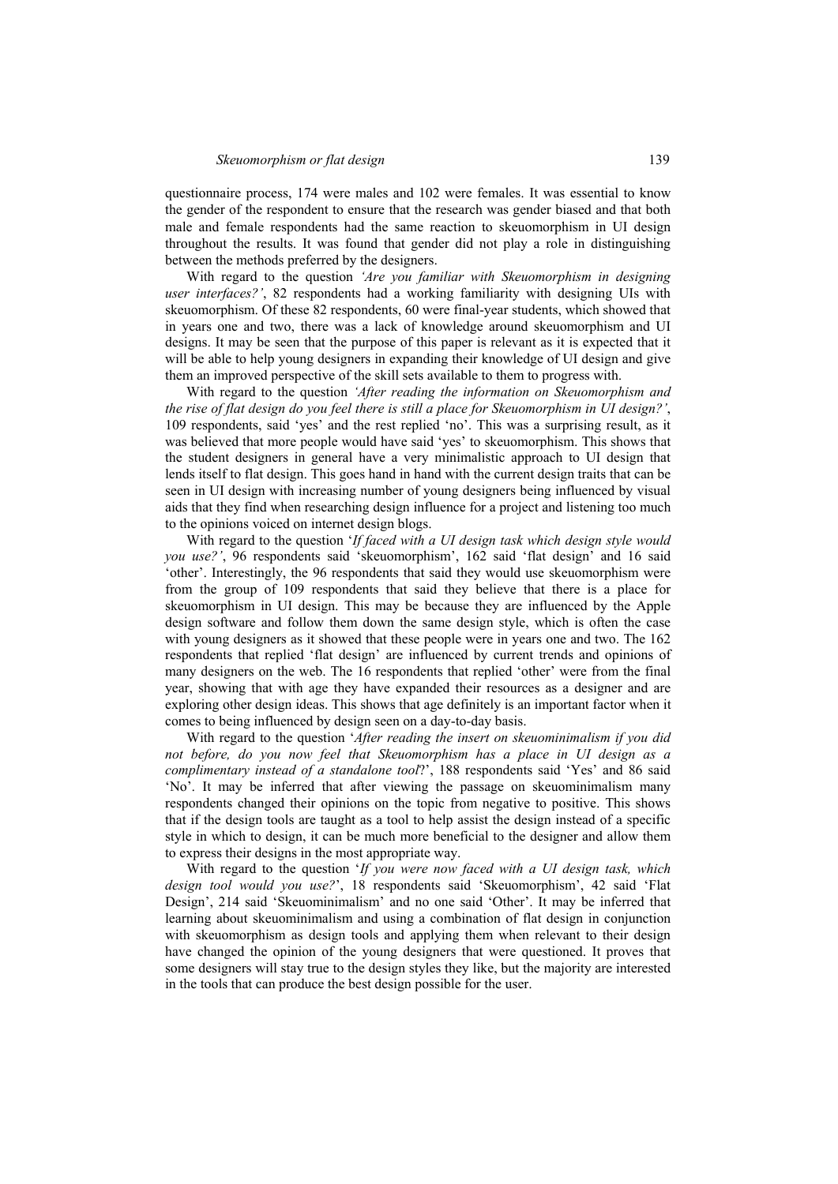questionnaire process, 174 were males and 102 were females. It was essential to know the gender of the respondent to ensure that the research was gender biased and that both male and female respondents had the same reaction to skeuomorphism in UI design throughout the results. It was found that gender did not play a role in distinguishing between the methods preferred by the designers.

With regard to the question *'Are you familiar with Skeuomorphism in designing user interfaces?'*, 82 respondents had a working familiarity with designing UIs with skeuomorphism. Of these 82 respondents, 60 were final-year students, which showed that in years one and two, there was a lack of knowledge around skeuomorphism and UI designs. It may be seen that the purpose of this paper is relevant as it is expected that it will be able to help young designers in expanding their knowledge of UI design and give them an improved perspective of the skill sets available to them to progress with.

With regard to the question *'After reading the information on Skeuomorphism and the rise of flat design do you feel there is still a place for Skeuomorphism in UI design?'*, 109 respondents, said 'yes' and the rest replied 'no'. This was a surprising result, as it was believed that more people would have said 'yes' to skeuomorphism. This shows that the student designers in general have a very minimalistic approach to UI design that lends itself to flat design. This goes hand in hand with the current design traits that can be seen in UI design with increasing number of young designers being influenced by visual aids that they find when researching design influence for a project and listening too much to the opinions voiced on internet design blogs.

With regard to the question '*If faced with a UI design task which design style would you use?'*, 96 respondents said 'skeuomorphism', 162 said 'flat design' and 16 said 'other'. Interestingly, the 96 respondents that said they would use skeuomorphism were from the group of 109 respondents that said they believe that there is a place for skeuomorphism in UI design. This may be because they are influenced by the Apple design software and follow them down the same design style, which is often the case with young designers as it showed that these people were in years one and two. The 162 respondents that replied 'flat design' are influenced by current trends and opinions of many designers on the web. The 16 respondents that replied 'other' were from the final year, showing that with age they have expanded their resources as a designer and are exploring other design ideas. This shows that age definitely is an important factor when it comes to being influenced by design seen on a day-to-day basis.

With regard to the question '*After reading the insert on skeuominimalism if you did not before, do you now feel that Skeuomorphism has a place in UI design as a complimentary instead of a standalone tool*?', 188 respondents said 'Yes' and 86 said 'No'. It may be inferred that after viewing the passage on skeuominimalism many respondents changed their opinions on the topic from negative to positive. This shows that if the design tools are taught as a tool to help assist the design instead of a specific style in which to design, it can be much more beneficial to the designer and allow them to express their designs in the most appropriate way.

With regard to the question '*If you were now faced with a UI design task, which design tool would you use?*', 18 respondents said 'Skeuomorphism', 42 said 'Flat Design', 214 said 'Skeuominimalism' and no one said 'Other'. It may be inferred that learning about skeuominimalism and using a combination of flat design in conjunction with skeuomorphism as design tools and applying them when relevant to their design have changed the opinion of the young designers that were questioned. It proves that some designers will stay true to the design styles they like, but the majority are interested in the tools that can produce the best design possible for the user.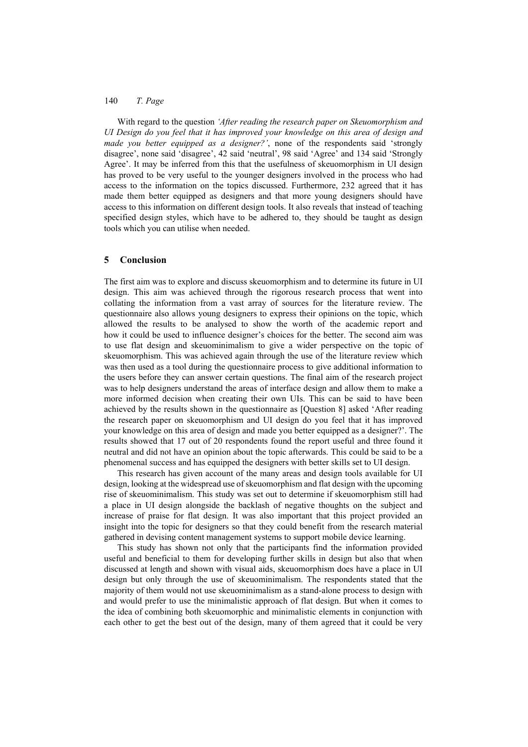With regard to the question *'After reading the research paper on Skeuomorphism and UI Design do you feel that it has improved your knowledge on this area of design and made you better equipped as a designer?'*, none of the respondents said 'strongly disagree', none said 'disagree', 42 said 'neutral', 98 said 'Agree' and 134 said 'Strongly Agree'. It may be inferred from this that the usefulness of skeuomorphism in UI design has proved to be very useful to the younger designers involved in the process who had access to the information on the topics discussed. Furthermore, 232 agreed that it has made them better equipped as designers and that more young designers should have access to this information on different design tools. It also reveals that instead of teaching specified design styles, which have to be adhered to, they should be taught as design tools which you can utilise when needed.

## 5 Conclusion

The first aim was to explore and discuss skeuomorphism and to determine its future in UI design. This aim was achieved through the rigorous research process that went into collating the information from a vast array of sources for the literature review. The questionnaire also allows young designers to express their opinions on the topic, which allowed the results to be analysed to show the worth of the academic report and how it could be used to influence designer's choices for the better. The second aim was to use flat design and skeuominimalism to give a wider perspective on the topic of skeuomorphism. This was achieved again through the use of the literature review which was then used as a tool during the questionnaire process to give additional information to the users before they can answer certain questions. The final aim of the research project was to help designers understand the areas of interface design and allow them to make a more informed decision when creating their own UIs. This can be said to have been achieved by the results shown in the questionnaire as [Question 8] asked 'After reading the research paper on skeuomorphism and UI design do you feel that it has improved your knowledge on this area of design and made you better equipped as a designer?'. The results showed that 17 out of 20 respondents found the report useful and three found it neutral and did not have an opinion about the topic afterwards. This could be said to be a phenomenal success and has equipped the designers with better skills set to UI design.

This research has given account of the many areas and design tools available for UI design, looking at the widespread use of skeuomorphism and flat design with the upcoming rise of skeuominimalism. This study was set out to determine if skeuomorphism still had a place in UI design alongside the backlash of negative thoughts on the subject and increase of praise for flat design. It was also important that this project provided an insight into the topic for designers so that they could benefit from the research material gathered in devising content management systems to support mobile device learning.

This study has shown not only that the participants find the information provided useful and beneficial to them for developing further skills in design but also that when discussed at length and shown with visual aids, skeuomorphism does have a place in UI design but only through the use of skeuominimalism. The respondents stated that the majority of them would not use skeuominimalism as a stand-alone process to design with and would prefer to use the minimalistic approach of flat design. But when it comes to the idea of combining both skeuomorphic and minimalistic elements in conjunction with each other to get the best out of the design, many of them agreed that it could be very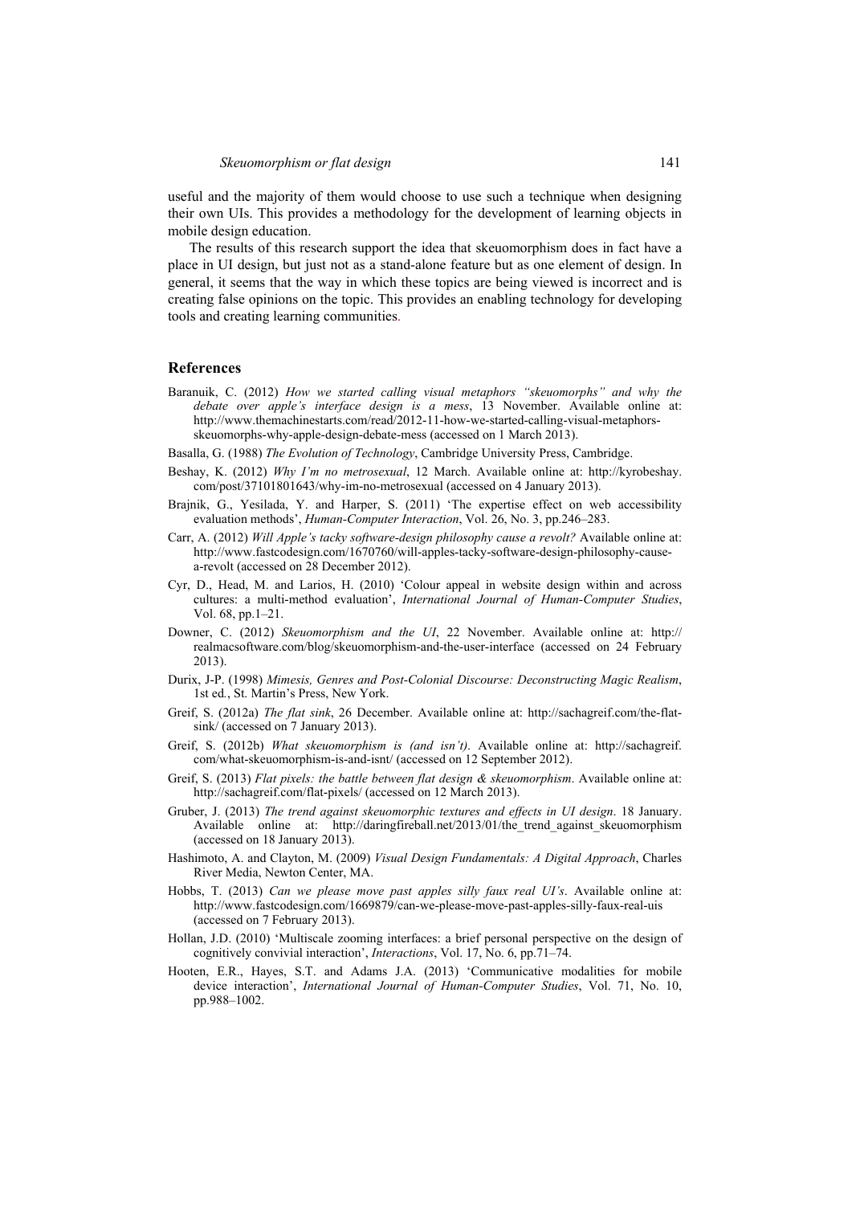useful and the majority of them would choose to use such a technique when designing their own UIs. This provides a methodology for the development of learning objects in mobile design education.

The results of this research support the idea that skeuomorphism does in fact have a place in UI design, but just not as a stand-alone feature but as one element of design. In general, it seems that the way in which these topics are being viewed is incorrect and is creating false opinions on the topic. This provides an enabling technology for developing tools and creating learning communities.

## References

Baranuik, C. (2012) *How we started calling visual metaphors "skeuomorphs" and why the debate over apple's interface design is a mess*, 13 November. Available online at: http://www.themachinestarts.com/read/2012-11-how-we-started-calling-visual-metaphors-skeuomorphs-why-apple-design-debate-mess (accessed on 1 March 2013).

Basalla, G. (1988) *The Evolution of Technology*, Cambridge University Press, Cambridge.

Beshay, K. (2012) *Why I'm no metrosexual*, 12 March. Available online at: http://kyrobeshay.com/post/37101801643/why-im-no-metrosexual (accessed on 4 January 2013).

Brajnik, G., Yesilada, Y. and Harper, S. (2011) 'The expertise effect on web accessibility evaluation methods', *Human-Computer Interaction*, Vol. 26, No. 3, pp.246–283.

Carr, A. (2012) *Will Apple's tacky software-design philosophy cause a revolt?* Available online at: http://www.fastcodesign.com/1670760/will-apples-tacky-software-design-philosophy-cause-a-revolt (accessed on 28 December 2012).

Cyr, D., Head, M. and Larios, H. (2010) 'Colour appeal in website design within and across cultures: a multi-method evaluation', *International Journal of Human-Computer Studies*, Vol. 68, pp.1–21.

Downer, C. (2012) *Skeuomorphism and the UI*, 22 November. Available online at: http://realmacsoftware.com/blog/skeuomorphism-and-the-user-interface (accessed on 24 February 2013).

Durix, J-P. (1998) *Mimesis, Genres and Post-Colonial Discourse: Deconstructing Magic Realism*, 1st ed., St. Martin's Press, New York.

Greif, S. (2012a) *The flat sink*, 26 December. Available online at: http://sachagreif.com/the-flat-sink/ (accessed on 7 January 2013).

Greif, S. (2012b) *What skeuomorphism is (and isn't)*. Available online at: http://sachagreif.com/what-skeuomorphism-is-and-isnt/ (accessed on 12 September 2012).

Greif, S. (2013) *Flat pixels: the battle between flat design & skeuomorphism*. Available online at: http://sachagreif.com/flat-pixels/ (accessed on 12 March 2013).

Gruber, J. (2013) *The trend against skeuomorphic textures and effects in UI design*. 18 January. Available online at: http://daringfireball.net/2013/01/the_trend_against_skeuomorphism (accessed on 18 January 2013).

Hashimoto, A. and Clayton, M. (2009) *Visual Design Fundamentals: A Digital Approach*, Charles River Media, Newton Center, MA.

Hobbs, T. (2013) *Can we please move past apples silly faux real UI's*. Available online at: http://www.fastcodesign.com/1669879/can-we-please-move-past-apples-silly-faux-real-uis (accessed on 7 February 2013).

Hollan, J.D. (2010) 'Multiscale zooming interfaces: a brief personal perspective on the design of cognitively convivial interaction', *Interactions*, Vol. 17, No. 6, pp.71–74.

Hooten, E.R., Hayes, S.T. and Adams J.A. (2013) 'Communicative modalities for mobile device interaction', *International Journal of Human-Computer Studies*, Vol. 71, No. 10, pp.988–1002.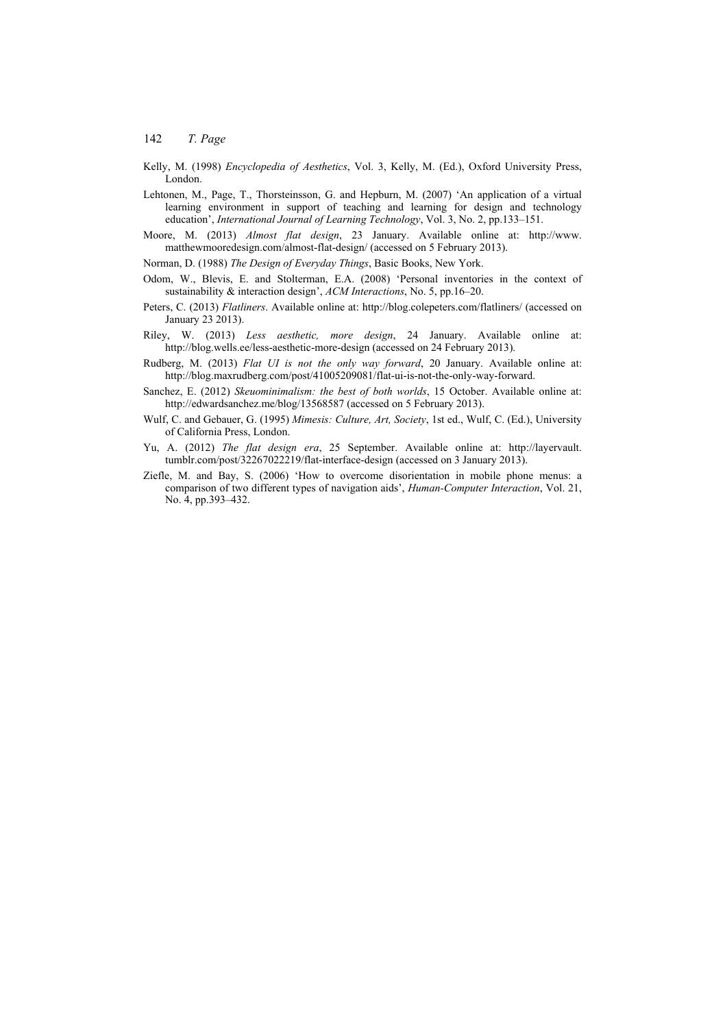Kelly, M. (1998) *Encyclopedia of Aesthetics*, Vol. 3, Kelly, M. (Ed.), Oxford University Press, London.

Lehtonen, M., Page, T., Thorsteinsson, G. and Hepburn, M. (2007) 'An application of a virtual learning environment in support of teaching and learning for design and technology education', *International Journal of Learning Technology*, Vol. 3, No. 2, pp.133–151.

Moore, M. (2013) *Almost flat design*, 23 January. Available online at: http://www.matthewmooredesign.com/almost-flat-design/ (accessed on 5 February 2013).

Norman, D. (1988) *The Design of Everyday Things*, Basic Books, New York.

Odom, W., Blevis, E. and Stolterman, E.A. (2008) 'Personal inventories in the context of sustainability & interaction design', *ACM Interactions*, No. 5, pp.16–20.

Peters, C. (2013) *Flatliners*. Available online at: http://blog.colepeters.com/flatliners/ (accessed on January 23 2013).

Riley, W. (2013) *Less aesthetic, more design*, 24 January. Available online at: http://blog.wells.ee/less-aesthetic-more-design (accessed on 24 February 2013).

Rudberg, M. (2013) *Flat UI is not the only way forward*, 20 January. Available online at: http://blog.maxrudberg.com/post/41005209081/flat-ui-is-not-the-only-way-forward.

Sanchez, E. (2012) *Skeuominimalism: the best of both worlds*, 15 October. Available online at: http://edwardsanchez.me/blog/13568587 (accessed on 5 February 2013).

Wulf, C. and Gebauer, G. (1995) *Mimesis: Culture, Art, Society*, 1st ed., Wulf, C. (Ed.), University of California Press, London.

Yu, A. (2012) *The flat design era*, 25 September. Available online at: http://layervault.tumblr.com/post/32267022219/flat-interface-design (accessed on 3 January 2013).

Ziefle, M. and Bay, S. (2006) 'How to overcome disorientation in mobile phone menus: a comparison of two different types of navigation aids', *Human-Computer Interaction*, Vol. 21, No. 4, pp.393–432.